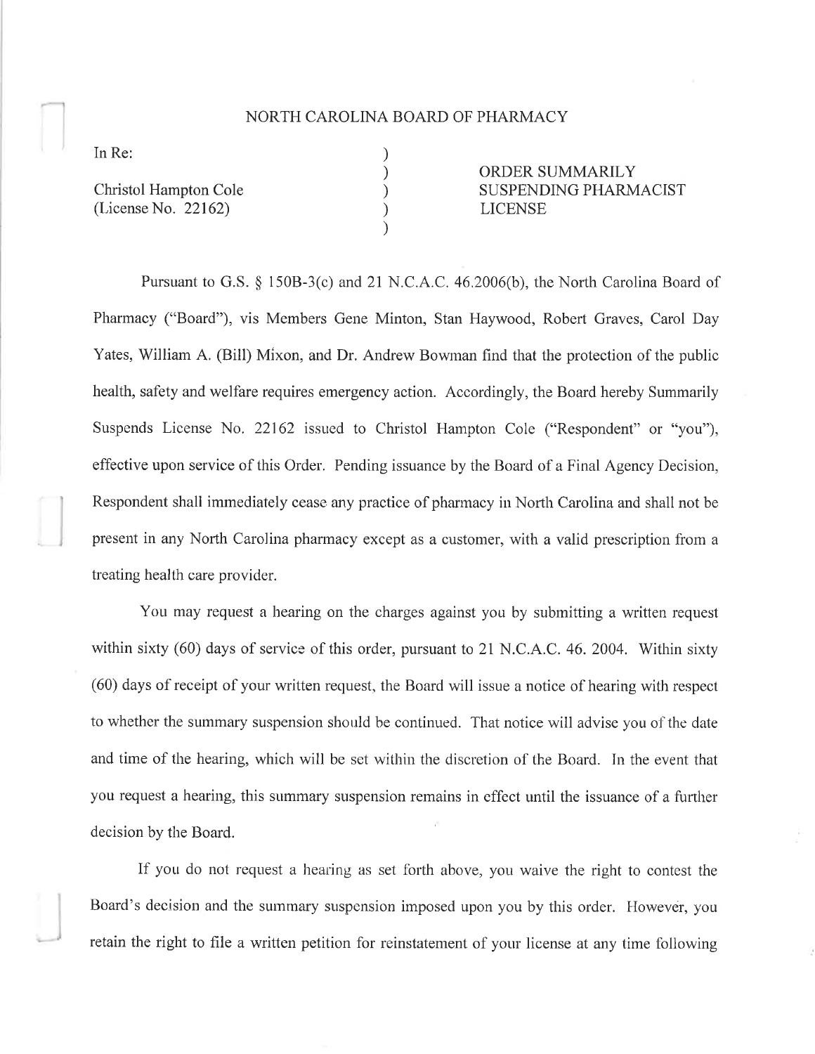# NORTH CAROLINA BOARD OF PHARMACY

| In Re: | ) | |
|---|---|---|
| | ) | ORDER SUMMARILY |
| Christol Hampton Cole | ) | SUSPENDING PHARMACIST |
| (License No. 22162) | ) | LICENSE |
| | ) | |

Pursuant to G.S. § 150B-3(c) and 21 N.C.A.C. 46.2006(b), the North Carolina Board of Pharmacy ("Board"), vis Members Gene Minton, Stan Haywood, Robert Graves, Carol Day Yates, William A. (Bill) Mixon, and Dr. Andrew Bowman find that the protection of the public health, safety and welfare requires emergency action. Accordingly, the Board hereby Summarily Suspends License No. 22162 issued to Christol Hampton Cole ("Respondent" or "you"), effective upon service of this Order. Pending issuance by the Board of a Final Agency Decision, Respondent shall immediately cease any practice of pharmacy in North Carolina and shall not be present in any North Carolina pharmacy except as a customer, with a valid prescription from a treating health care provider.

You may request a hearing on the charges against you by submitting a written request within sixty (60) days of service of this order, pursuant to 21 N.C.A.C. 46. 2004. Within sixty (60) days of receipt of your written request, the Board will issue a notice of hearing with respect to whether the summary suspension should be continued. That notice will advise you of the date and time of the hearing, which will be set within the discretion of the Board. In the event that you request a hearing, this summary suspension remains in effect until the issuance of a further decision by the Board.

If you do not request a hearing as set forth above, you waive the right to contest the Board's decision and the summary suspension imposed upon you by this order. However, you retain the right to file a written petition for reinstatement of your license at any time following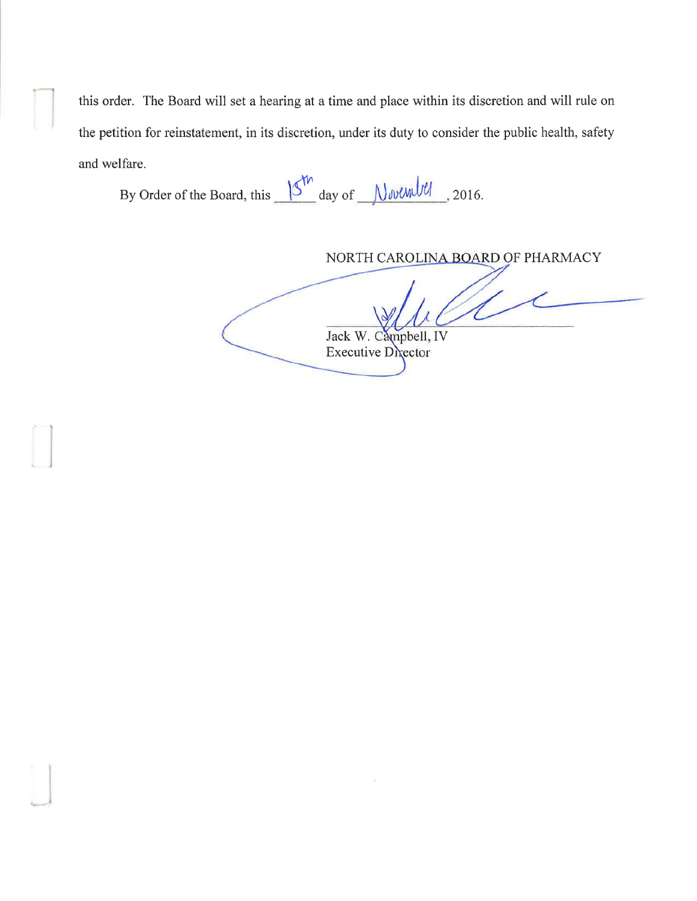this order. The Board will set a hearing at a time and place within its discretion and will rule on the petition for reinstatement, in its discretion, under its duty to consider the public health, safety and welfare.

By Order of the Board, this 15th day of November, 2016.

NORTH CAROLINA BOARD OF PHARMACY

Jack W. Campbell, IV
Executive Director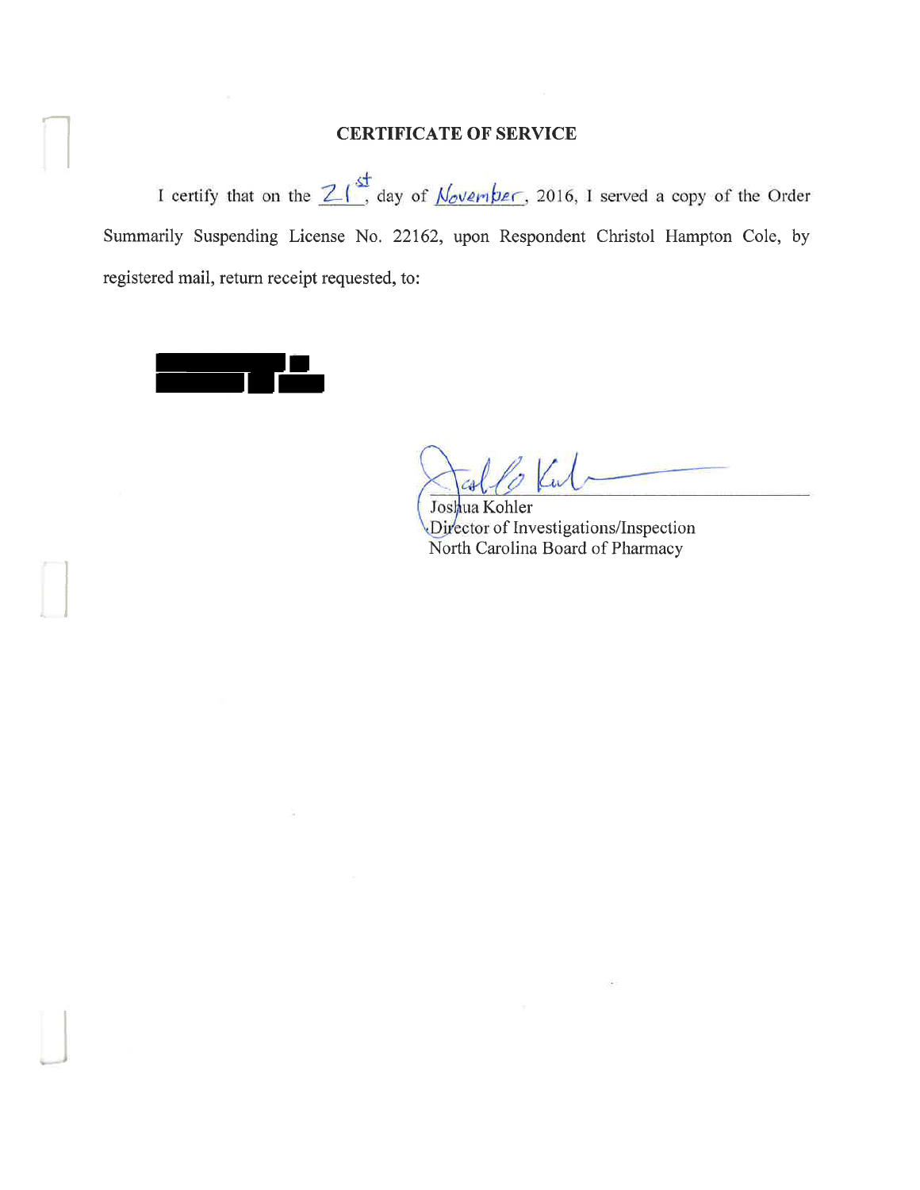**CERTIFICATE OF SERVICE**

I certify that on the 21st day of November, 2016, I served a copy of the Order Summarily Suspending License No. 22162, upon Respondent Christol Hampton Cole, by registered mail, return receipt requested, to:

Joshua Kohler
Director of Investigations/Inspection
North Carolina Board of Pharmacy